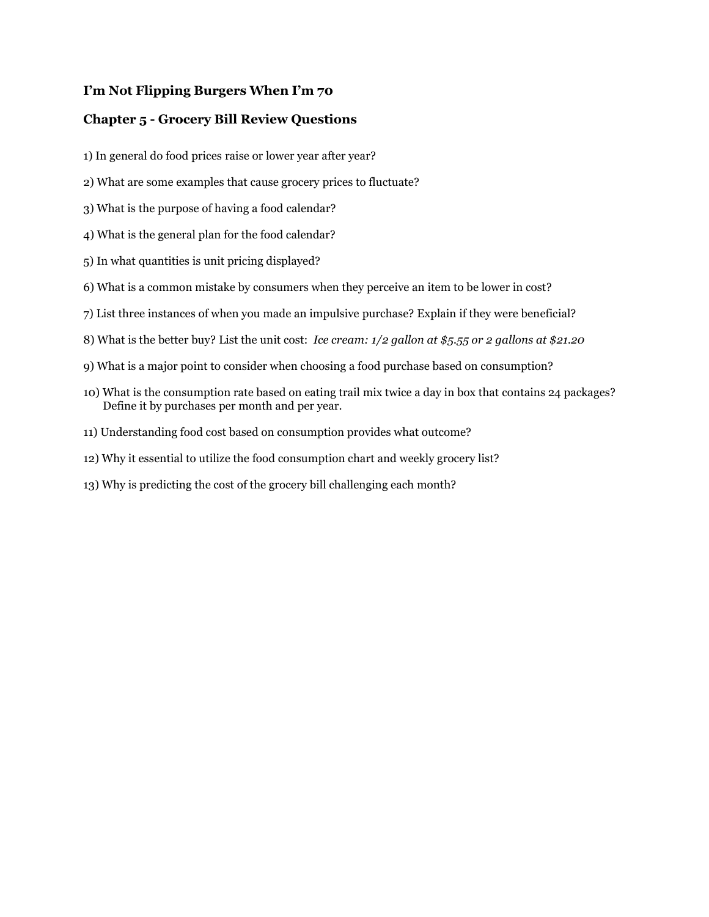## I'm Not Flipping Burgers When I'm 70

## Chapter 5 - Grocery Bill Review Questions

1) In general do food prices raise or lower year after year?

2) What are some examples that cause grocery prices to fluctuate?

3) What is the purpose of having a food calendar?

4) What is the general plan for the food calendar?

5) In what quantities is unit pricing displayed?

6) What is a common mistake by consumers when they perceive an item to be lower in cost?

7) List three instances of when you made an impulsive purchase? Explain if they were beneficial?

8) What is the better buy? List the unit cost: *Ice cream: 1/2 gallon at $5.55 or 2 gallons at $21.20*

9) What is a major point to consider when choosing a food purchase based on consumption?

10) What is the consumption rate based on eating trail mix twice a day in box that contains 24 packages? Define it by purchases per month and per year.

11) Understanding food cost based on consumption provides what outcome?

12) Why it essential to utilize the food consumption chart and weekly grocery list?

13) Why is predicting the cost of the grocery bill challenging each month?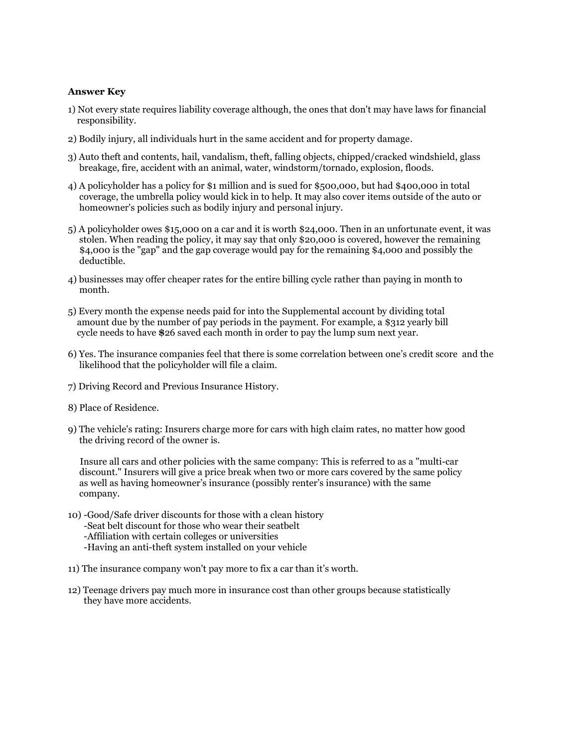**Answer Key**

1) Not every state requires liability coverage although, the ones that don't may have laws for financial responsibility.

2) Bodily injury, all individuals hurt in the same accident and for property damage.

3) Auto theft and contents, hail, vandalism, theft, falling objects, chipped/cracked windshield, glass breakage, fire, accident with an animal, water, windstorm/tornado, explosion, floods.

4) A policyholder has a policy for $1 million and is sued for $500,000, but had $400,000 in total coverage, the umbrella policy would kick in to help. It may also cover items outside of the auto or homeowner's policies such as bodily injury and personal injury.

5) A policyholder owes $15,000 on a car and it is worth $24,000. Then in an unfortunate event, it was stolen. When reading the policy, it may say that only $20,000 is covered, however the remaining $4,000 is the "gap" and the gap coverage would pay for the remaining $4,000 and possibly the deductible.

4) businesses may offer cheaper rates for the entire billing cycle rather than paying in month to month.

5) Every month the expense needs paid for into the Supplemental account by dividing total amount due by the number of pay periods in the payment. For example, a $312 yearly bill cycle needs to have **$**26 saved each month in order to pay the lump sum next year.

6) Yes. The insurance companies feel that there is some correlation between one's credit score and the likelihood that the policyholder will file a claim.

7) Driving Record and Previous Insurance History.

8) Place of Residence.

9) The vehicle's rating: Insurers charge more for cars with high claim rates, no matter how good the driving record of the owner is.

   Insure all cars and other policies with the same company: This is referred to as a "multi-car discount." Insurers will give a price break when two or more cars covered by the same policy as well as having homeowner's insurance (possibly renter's insurance) with the same company.

10) -Good/Safe driver discounts for those with a clean history
    -Seat belt discount for those who wear their seatbelt
    -Affiliation with certain colleges or universities
    -Having an anti-theft system installed on your vehicle

11) The insurance company won't pay more to fix a car than it's worth.

12) Teenage drivers pay much more in insurance cost than other groups because statistically they have more accidents.